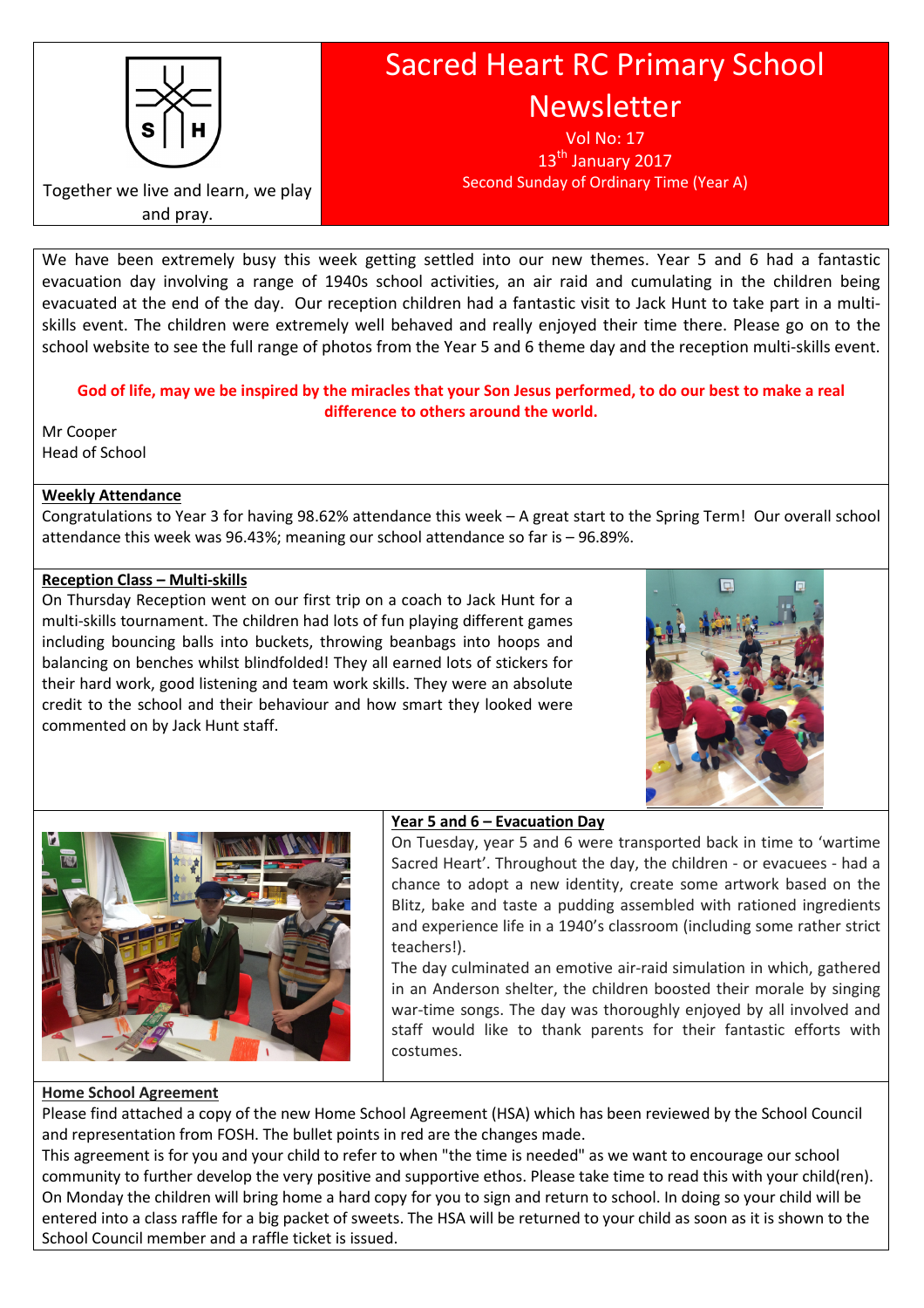Together we live and learn, we play and pray.

# Sacred Heart RC Primary School Newsletter

Vol No: 17

13th January 2017

Second Sunday of Ordinary Time (Year A)

We have been extremely busy this week getting settled into our new themes. Year 5 and 6 had a fantastic evacuation day involving a range of 1940s school activities, an air raid and cumulating in the children being evacuated at the end of the day. Our reception children had a fantastic visit to Jack Hunt to take part in a multi-skills event. The children were extremely well behaved and really enjoyed their time there. Please go on to the school website to see the full range of photos from the Year 5 and 6 theme day and the reception multi-skills event.

**God of life, may we be inspired by the miracles that your Son Jesus performed, to do our best to make a real difference to others around the world.**

Mr Cooper
Head of School

## Weekly Attendance

Congratulations to Year 3 for having 98.62% attendance this week – A great start to the Spring Term! Our overall school attendance this week was 96.43%; meaning our school attendance so far is – 96.89%.

## Reception Class – Multi-skills

On Thursday Reception went on our first trip on a coach to Jack Hunt for a multi-skills tournament. The children had lots of fun playing different games including bouncing balls into buckets, throwing beanbags into hoops and balancing on benches whilst blindfolded! They all earned lots of stickers for their hard work, good listening and team work skills. They were an absolute credit to the school and their behaviour and how smart they looked were commented on by Jack Hunt staff.

## Year 5 and 6 – Evacuation Day

On Tuesday, year 5 and 6 were transported back in time to 'wartime Sacred Heart'. Throughout the day, the children - or evacuees - had a chance to adopt a new identity, create some artwork based on the Blitz, bake and taste a pudding assembled with rationed ingredients and experience life in a 1940's classroom (including some rather strict teachers!).

The day culminated an emotive air-raid simulation in which, gathered in an Anderson shelter, the children boosted their morale by singing war-time songs. The day was thoroughly enjoyed by all involved and staff would like to thank parents for their fantastic efforts with costumes.

## Home School Agreement

Please find attached a copy of the new Home School Agreement (HSA) which has been reviewed by the School Council and representation from FOSH. The bullet points in red are the changes made.

This agreement is for you and your child to refer to when "the time is needed" as we want to encourage our school community to further develop the very positive and supportive ethos. Please take time to read this with your child(ren). On Monday the children will bring home a hard copy for you to sign and return to school. In doing so your child will be entered into a class raffle for a big packet of sweets. The HSA will be returned to your child as soon as it is shown to the School Council member and a raffle ticket is issued.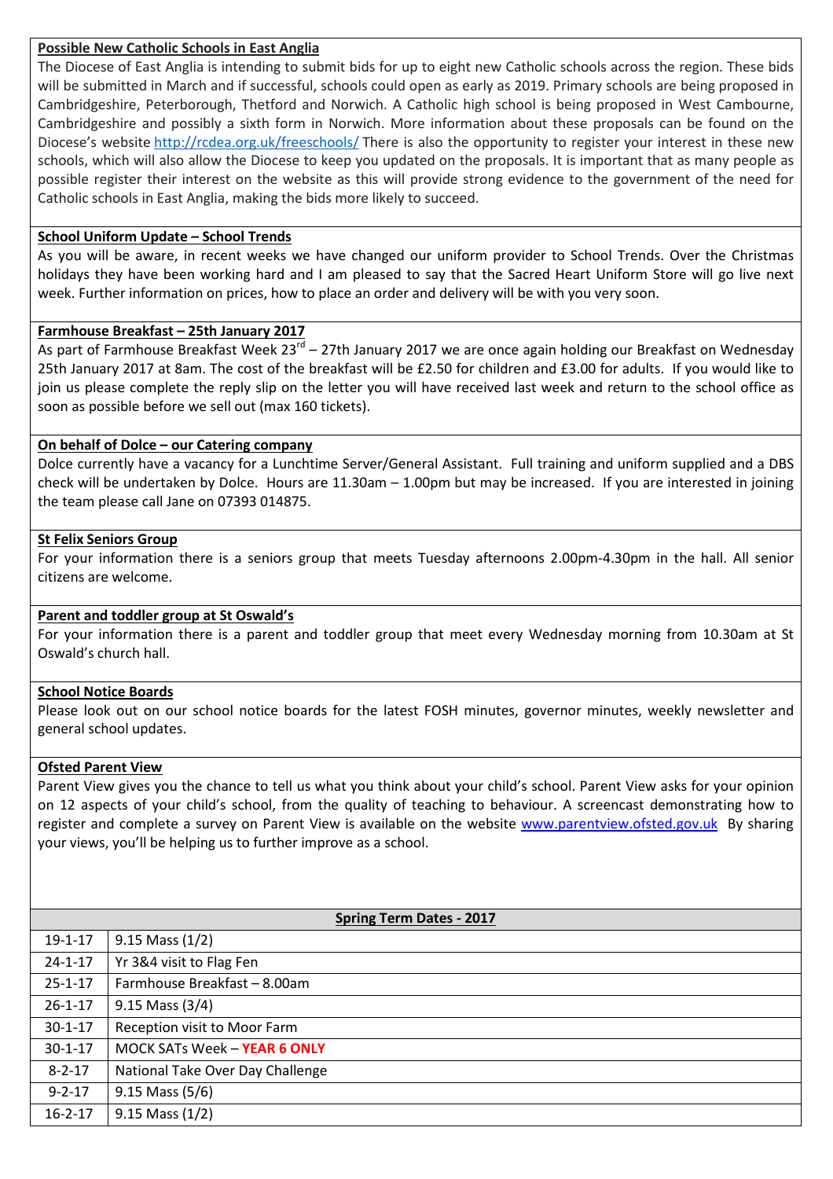**Possible New Catholic Schools in East Anglia**

The Diocese of East Anglia is intending to submit bids for up to eight new Catholic schools across the region. These bids will be submitted in March and if successful, schools could open as early as 2019. Primary schools are being proposed in Cambridgeshire, Peterborough, Thetford and Norwich. A Catholic high school is being proposed in West Cambourne, Cambridgeshire and possibly a sixth form in Norwich. More information about these proposals can be found on the Diocese's website http://rcdea.org.uk/freeschools/ There is also the opportunity to register your interest in these new schools, which will also allow the Diocese to keep you updated on the proposals. It is important that as many people as possible register their interest on the website as this will provide strong evidence to the government of the need for Catholic schools in East Anglia, making the bids more likely to succeed.

**School Uniform Update – School Trends**

As you will be aware, in recent weeks we have changed our uniform provider to School Trends. Over the Christmas holidays they have been working hard and I am pleased to say that the Sacred Heart Uniform Store will go live next week. Further information on prices, how to place an order and delivery will be with you very soon.

**Farmhouse Breakfast – 25th January 2017**

As part of Farmhouse Breakfast Week 23rd – 27th January 2017 we are once again holding our Breakfast on Wednesday 25th January 2017 at 8am. The cost of the breakfast will be £2.50 for children and £3.00 for adults. If you would like to join us please complete the reply slip on the letter you will have received last week and return to the school office as soon as possible before we sell out (max 160 tickets).

**On behalf of Dolce – our Catering company**

Dolce currently have a vacancy for a Lunchtime Server/General Assistant. Full training and uniform supplied and a DBS check will be undertaken by Dolce. Hours are 11.30am – 1.00pm but may be increased. If you are interested in joining the team please call Jane on 07393 014875.

**St Felix Seniors Group**

For your information there is a seniors group that meets Tuesday afternoons 2.00pm-4.30pm in the hall. All senior citizens are welcome.

**Parent and toddler group at St Oswald's**

For your information there is a parent and toddler group that meet every Wednesday morning from 10.30am at St Oswald's church hall.

**School Notice Boards**

Please look out on our school notice boards for the latest FOSH minutes, governor minutes, weekly newsletter and general school updates.

**Ofsted Parent View**

Parent View gives you the chance to tell us what you think about your child's school. Parent View asks for your opinion on 12 aspects of your child's school, from the quality of teaching to behaviour. A screencast demonstrating how to register and complete a survey on Parent View is available on the website www.parentview.ofsted.gov.uk By sharing your views, you'll be helping us to further improve as a school.

| **Spring Term Dates - 2017** | |
|---|---|
| 19-1-17 | 9.15 Mass (1/2) |
| 24-1-17 | Yr 3&4 visit to Flag Fen |
| 25-1-17 | Farmhouse Breakfast – 8.00am |
| 26-1-17 | 9.15 Mass (3/4) |
| 30-1-17 | Reception visit to Moor Farm |
| 30-1-17 | MOCK SATs Week – **YEAR 6 ONLY** |
| 8-2-17 | National Take Over Day Challenge |
| 9-2-17 | 9.15 Mass (5/6) |
| 16-2-17 | 9.15 Mass (1/2) |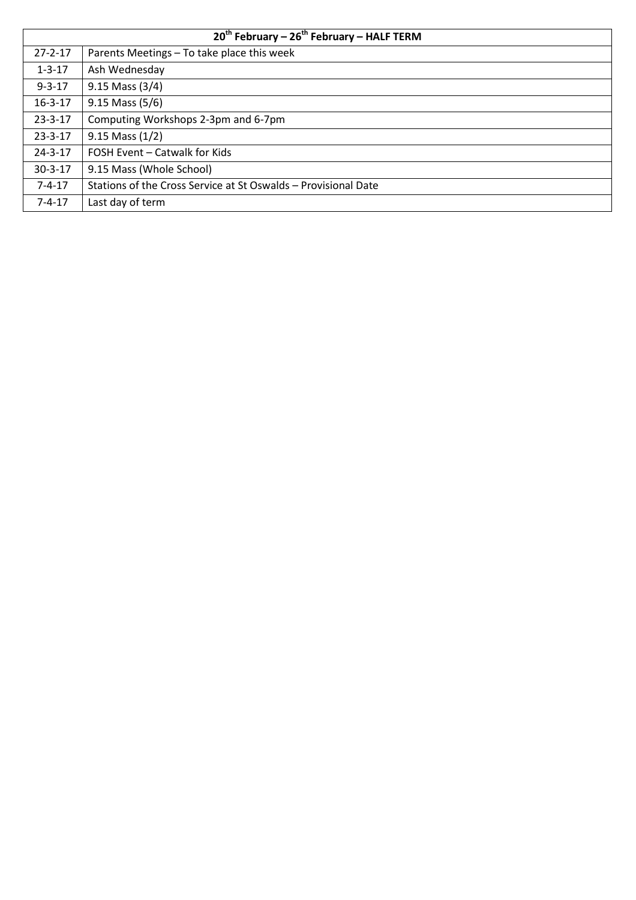| 20th February – 26th February – HALF TERM | |
|---|---|
| 27-2-17 | Parents Meetings – To take place this week |
| 1-3-17 | Ash Wednesday |
| 9-3-17 | 9.15 Mass (3/4) |
| 16-3-17 | 9.15 Mass (5/6) |
| 23-3-17 | Computing Workshops 2-3pm and 6-7pm |
| 23-3-17 | 9.15 Mass (1/2) |
| 24-3-17 | FOSH Event – Catwalk for Kids |
| 30-3-17 | 9.15 Mass (Whole School) |
| 7-4-17 | Stations of the Cross Service at St Oswalds – Provisional Date |
| 7-4-17 | Last day of term |